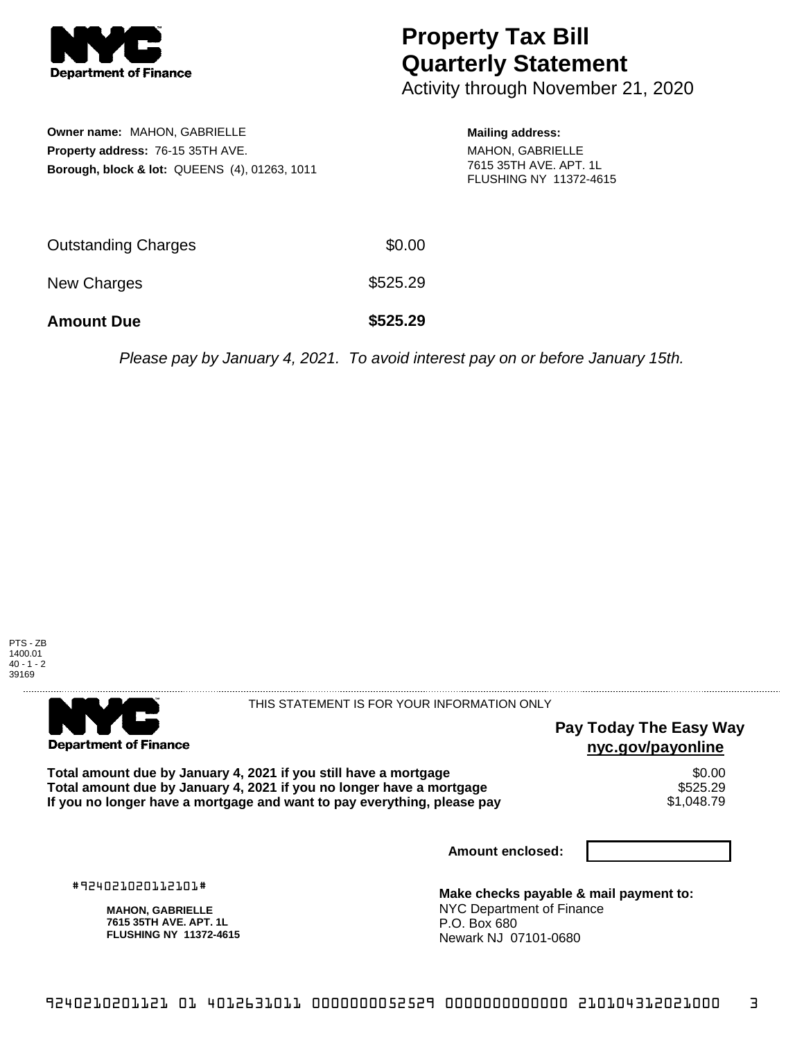**Department of Finance**

# Property Tax Bill Quarterly Statement

Activity through November 21, 2020

**Owner name:** MAHON, GABRIELLE
**Property address:** 76-15 35TH AVE.
**Borough, block & lot:** QUEENS (4), 01263, 1011

**Mailing address:**
MAHON, GABRIELLE
7615 35TH AVE. APT. 1L
FLUSHING NY 11372-4615

| | |
|---|---|
| Outstanding Charges | $0.00 |
| New Charges | $525.29 |
| **Amount Due** | **$525.29** |

*Please pay by January 4, 2021. To avoid interest pay on or before January 15th.*

PTS - ZB
1400.01
40 - 1 - 2
39169

**Department of Finance**

THIS STATEMENT IS FOR YOUR INFORMATION ONLY

**Pay Today The Easy Way**
**nyc.gov/payonline**

| | |
|---|---|
| **Total amount due by January 4, 2021 if you still have a mortgage** | $0.00 |
| **Total amount due by January 4, 2021 if you no longer have a mortgage** | $525.29 |
| **If you no longer have a mortgage and want to pay everything, please pay** | $1,048.79 |

**Amount enclosed:**

#924021020112101#

**MAHON, GABRIELLE**
**7615 35TH AVE. APT. 1L**
**FLUSHING NY 11372-4615**

**Make checks payable & mail payment to:**
NYC Department of Finance
P.O. Box 680
Newark NJ 07101-0680

9240210201121 01 4012631011 0000000052529 0000000000000 210104312021000 3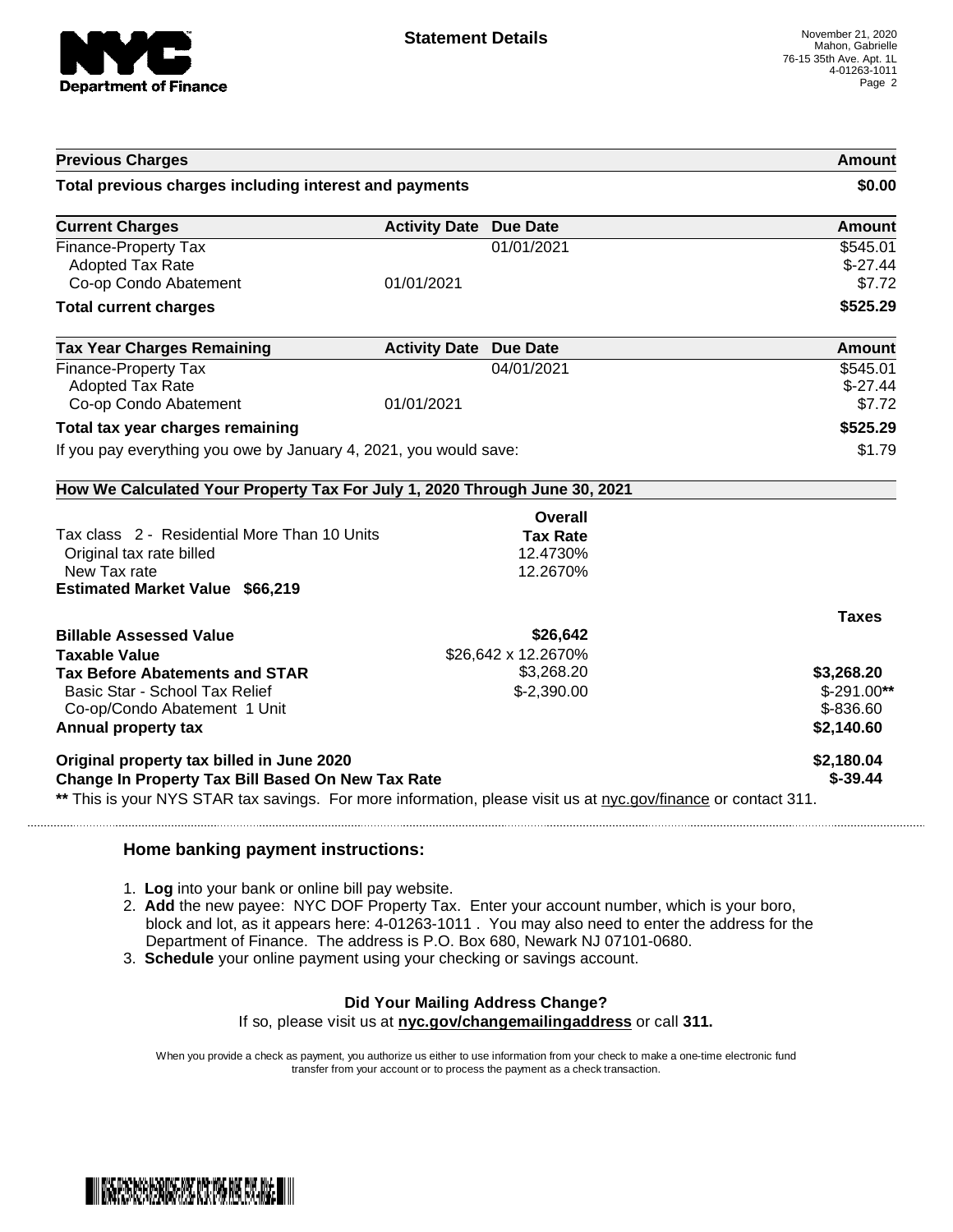**Statement Details**

November 21, 2020
Mahon, Gabrielle
76-15 35th Ave. Apt. 1L
4-01263-1011

| Previous Charges | | | Amount |
|---|---|---|---|
| **Total previous charges including interest and payments** | | | **$0.00** |

| Current Charges | Activity Date | Due Date | Amount |
|---|---|---|---|
| Finance-Property Tax | | 01/01/2021 | $545.01 |
| Adopted Tax Rate | | | $-27.44 |
| Co-op Condo Abatement | 01/01/2021 | | $7.72 |
| **Total current charges** | | | **$525.29** |

| Tax Year Charges Remaining | Activity Date | Due Date | Amount |
|---|---|---|---|
| Finance-Property Tax | | 04/01/2021 | $545.01 |
| Adopted Tax Rate | | | $-27.44 |
| Co-op Condo Abatement | 01/01/2021 | | $7.72 |
| **Total tax year charges remaining** | | | **$525.29** |
| If you pay everything you owe by January 4, 2021, you would save: | | | $1.79 |

**How We Calculated Your Property Tax For July 1, 2020 Through June 30, 2021**

| | Overall Tax Rate | |
|---|---|---|
| Tax class 2 - Residential More Than 10 Units | | |
| Original tax rate billed | 12.4730% | |
| New Tax rate | 12.2670% | |
| **Estimated Market Value $66,219** | | |
| | | **Taxes** |
| **Billable Assessed Value** | **$26,642** | |
| **Taxable Value** | $26,642 x 12.2670% | |
| **Tax Before Abatements and STAR** | $3,268.20 | **$3,268.20** |
| Basic Star - School Tax Relief | $-2,390.00 | $-291.00** |
| Co-op/Condo Abatement 1 Unit | | $-836.60 |
| **Annual property tax** | | **$2,140.60** |
| **Original property tax billed in June 2020** | | **$2,180.04** |
| **Change In Property Tax Bill Based On New Tax Rate** | | **$-39.44** |

** This is your NYS STAR tax savings. For more information, please visit us at nyc.gov/finance or contact 311.

### Home banking payment instructions:

1. **Log** into your bank or online bill pay website.
2. **Add** the new payee: NYC DOF Property Tax. Enter your account number, which is your boro, block and lot, as it appears here: 4-01263-1011 . You may also need to enter the address for the Department of Finance. The address is P.O. Box 680, Newark NJ 07101-0680.
3. **Schedule** your online payment using your checking or savings account.

**Did Your Mailing Address Change?**
If so, please visit us at **nyc.gov/changemailingaddress** or call **311.**

When you provide a check as payment, you authorize us either to use information from your check to make a one-time electronic fund transfer from your account or to process the payment as a check transaction.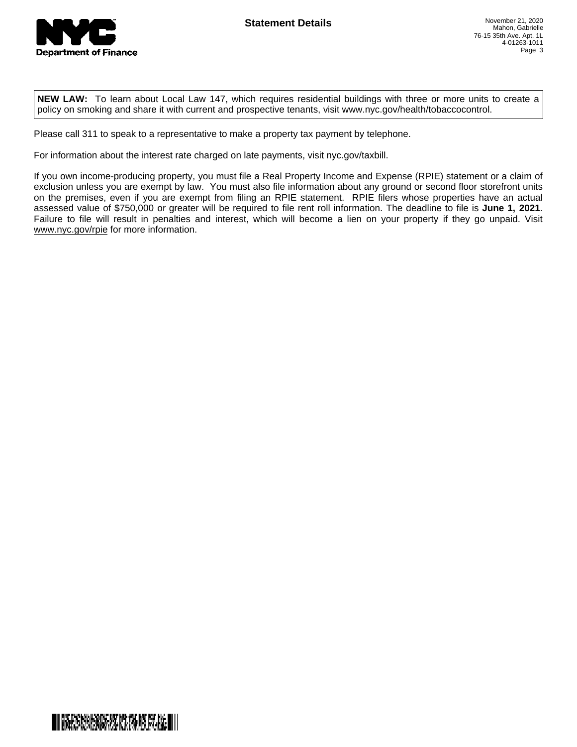**NEW LAW:** To learn about Local Law 147, which requires residential buildings with three or more units to create a policy on smoking and share it with current and prospective tenants, visit www.nyc.gov/health/tobaccocontrol.

Please call 311 to speak to a representative to make a property tax payment by telephone.

For information about the interest rate charged on late payments, visit nyc.gov/taxbill.

If you own income-producing property, you must file a Real Property Income and Expense (RPIE) statement or a claim of exclusion unless you are exempt by law. You must also file information about any ground or second floor storefront units on the premises, even if you are exempt from filing an RPIE statement. RPIE filers whose properties have an actual assessed value of $750,000 or greater will be required to file rent roll information. The deadline to file is **June 1, 2021**. Failure to file will result in penalties and interest, which will become a lien on your property if they go unpaid. Visit www.nyc.gov/rpie for more information.